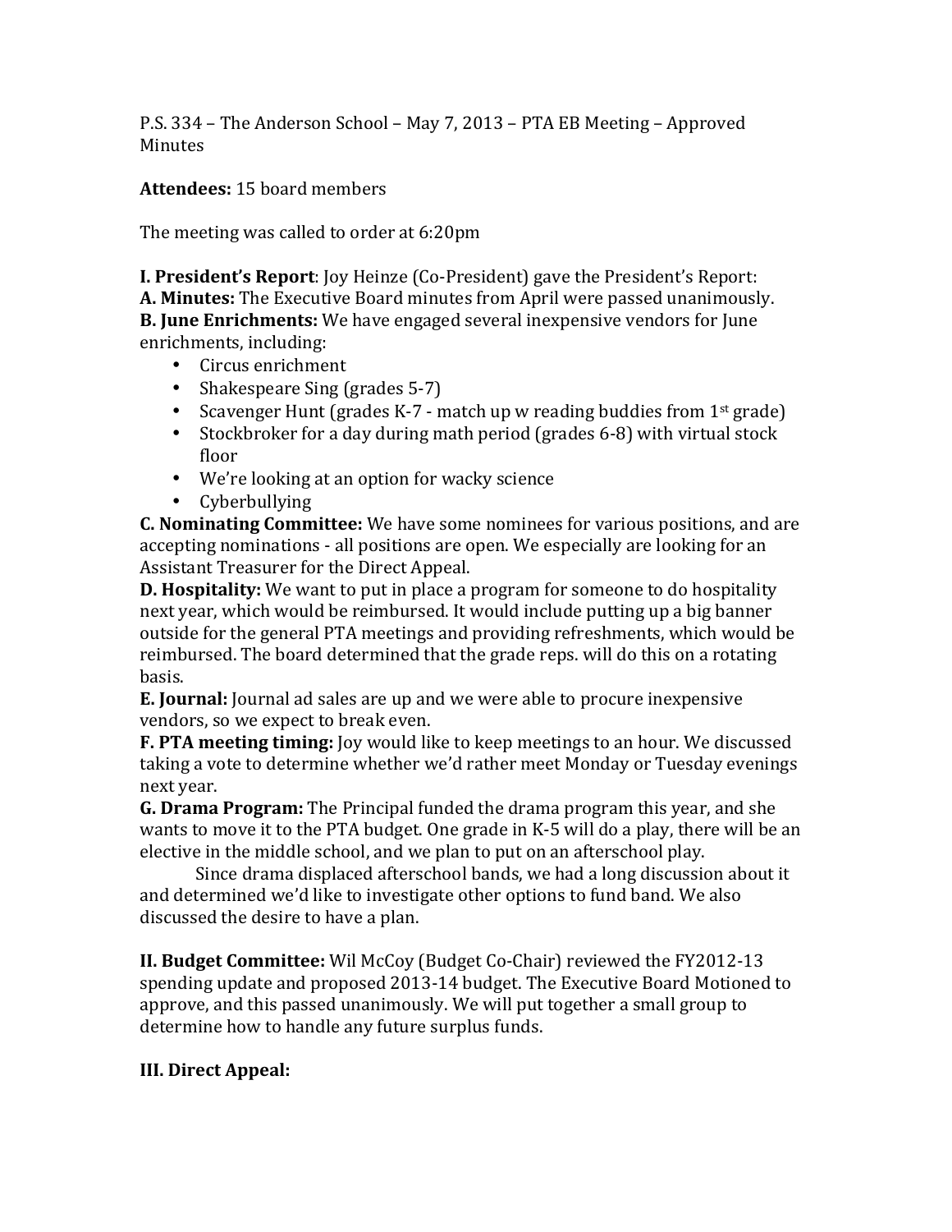P.S. 334 – The Anderson School – May 7, 2013 – PTA EB Meeting – Approved Minutes

**Attendees:** 15 board members

The meeting was called to order at 6:20pm

**I. President's Report**: Joy Heinze (Co-President) gave the President's Report:
**A. Minutes:** The Executive Board minutes from April were passed unanimously.
**B. June Enrichments:** We have engaged several inexpensive vendors for June enrichments, including:

- Circus enrichment
- Shakespeare Sing (grades 5-7)
- Scavenger Hunt (grades K-7 - match up w reading buddies from 1st grade)
- Stockbroker for a day during math period (grades 6-8) with virtual stock floor
- We're looking at an option for wacky science
- Cyberbullying

**C. Nominating Committee:** We have some nominees for various positions, and are accepting nominations - all positions are open. We especially are looking for an Assistant Treasurer for the Direct Appeal.
**D. Hospitality:** We want to put in place a program for someone to do hospitality next year, which would be reimbursed. It would include putting up a big banner outside for the general PTA meetings and providing refreshments, which would be reimbursed. The board determined that the grade reps. will do this on a rotating basis.
**E. Journal:** Journal ad sales are up and we were able to procure inexpensive vendors, so we expect to break even.
**F. PTA meeting timing:** Joy would like to keep meetings to an hour. We discussed taking a vote to determine whether we'd rather meet Monday or Tuesday evenings next year.
**G. Drama Program:** The Principal funded the drama program this year, and she wants to move it to the PTA budget. One grade in K-5 will do a play, there will be an elective in the middle school, and we plan to put on an afterschool play.

Since drama displaced afterschool bands, we had a long discussion about it and determined we'd like to investigate other options to fund band. We also discussed the desire to have a plan.

**II. Budget Committee:** Wil McCoy (Budget Co-Chair) reviewed the FY2012-13 spending update and proposed 2013-14 budget. The Executive Board Motioned to approve, and this passed unanimously. We will put together a small group to determine how to handle any future surplus funds.

**III. Direct Appeal:**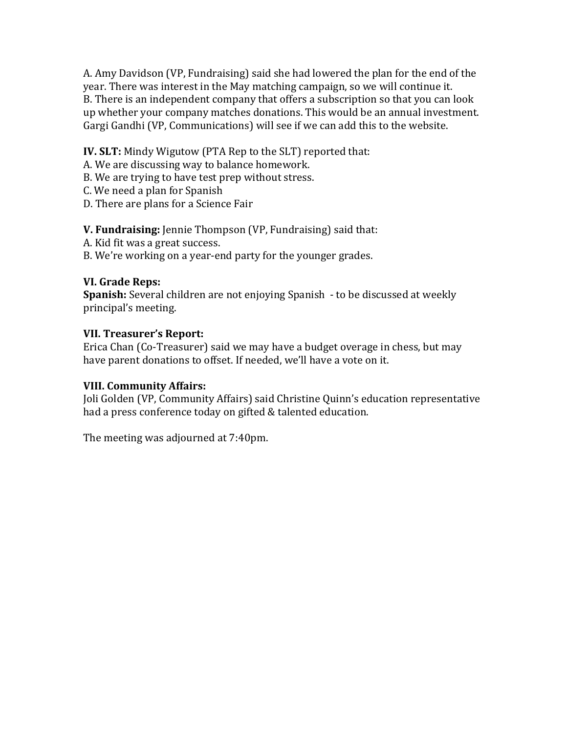A. Amy Davidson (VP, Fundraising) said she had lowered the plan for the end of the year. There was interest in the May matching campaign, so we will continue it.
B. There is an independent company that offers a subscription so that you can look up whether your company matches donations. This would be an annual investment. Gargi Gandhi (VP, Communications) will see if we can add this to the website.

**IV. SLT:** Mindy Wigutow (PTA Rep to the SLT) reported that:
A. We are discussing way to balance homework.
B. We are trying to have test prep without stress.
C. We need a plan for Spanish
D. There are plans for a Science Fair

**V. Fundraising:** Jennie Thompson (VP, Fundraising) said that:
A. Kid fit was a great success.
B. We're working on a year-end party for the younger grades.

**VI. Grade Reps:**
**Spanish:** Several children are not enjoying Spanish - to be discussed at weekly principal's meeting.

**VII. Treasurer's Report:**
Erica Chan (Co-Treasurer) said we may have a budget overage in chess, but may have parent donations to offset. If needed, we'll have a vote on it.

**VIII. Community Affairs:**
Joli Golden (VP, Community Affairs) said Christine Quinn's education representative had a press conference today on gifted & talented education.

The meeting was adjourned at 7:40pm.